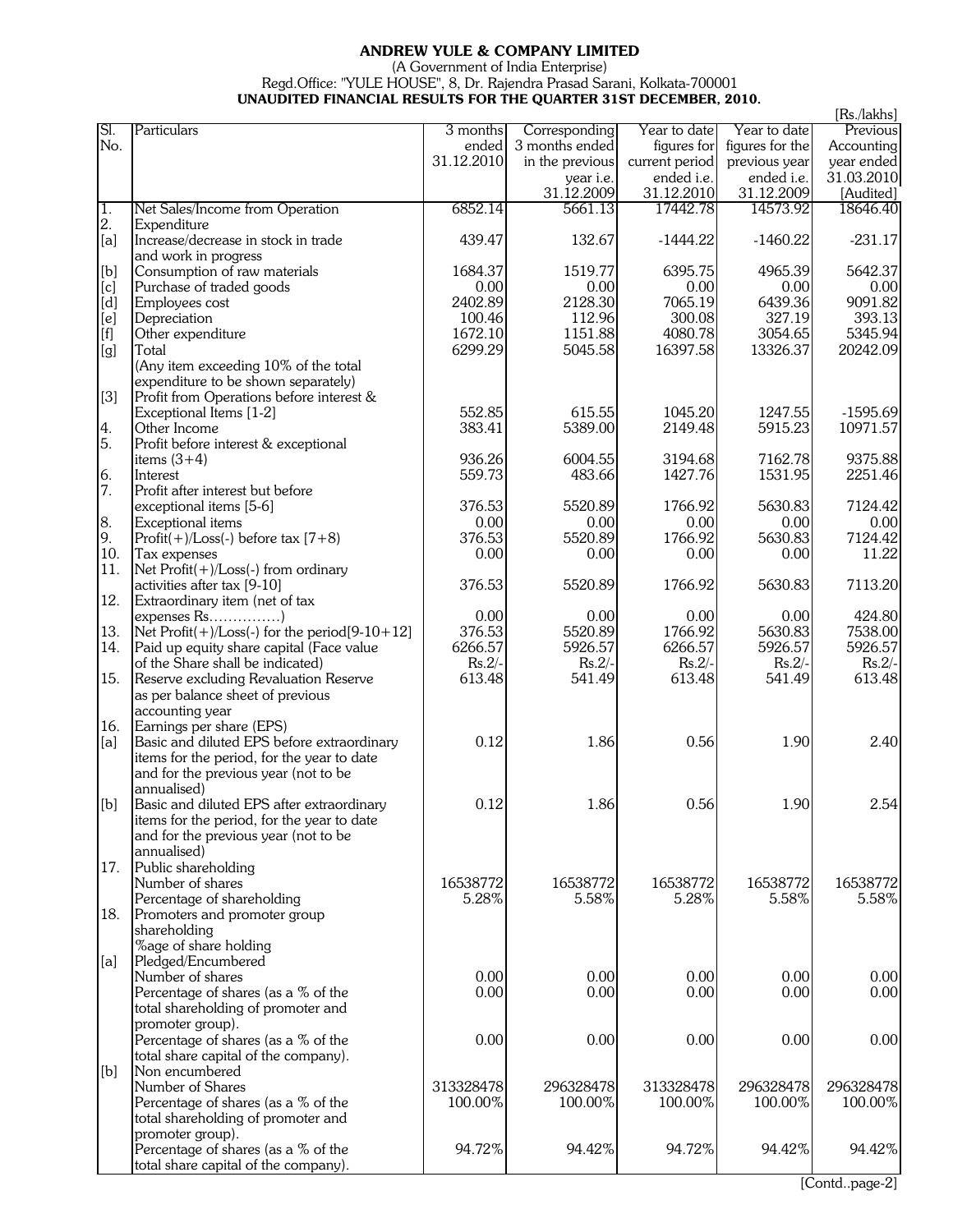# ANDREW YULE & COMPANY LIMITED

(A Government of India Enterprise)

Regd.Office: "YULE HOUSE", 8, Dr. Rajendra Prasad Sarani, Kolkata-700001

**UNAUDITED FINANCIAL RESULTS FOR THE QUARTER 31ST DECEMBER, 2010.**

[Rs./lakhs]

| Sl. No. | Particulars | 3 months ended 31.12.2010 | Corresponding 3 months ended in the previous year i.e. 31.12.2009 | Year to date figures for current period ended i.e. 31.12.2010 | Year to date figures for the previous year ended i.e. 31.12.2009 | Previous Accounting year ended 31.03.2010 [Audited] |
|---|---|---|---|---|---|---|
| 1. | Net Sales/Income from Operation | 6852.14 | 5661.13 | 17442.78 | 14573.92 | 18646.40 |
| 2. | Expenditure | | | | | |
| [a] | Increase/decrease in stock in trade and work in progress | 439.47 | 132.67 | -1444.22 | -1460.22 | -231.17 |
| [b] | Consumption of raw materials | 1684.37 | 1519.77 | 6395.75 | 4965.39 | 5642.37 |
| [c] | Purchase of traded goods | 0.00 | 0.00 | 0.00 | 0.00 | 0.00 |
| [d] | Employees cost | 2402.89 | 2128.30 | 7065.19 | 6439.36 | 9091.82 |
| [e] | Depreciation | 100.46 | 112.96 | 300.08 | 327.19 | 393.13 |
| [f] | Other expenditure | 1672.10 | 1151.88 | 4080.78 | 3054.65 | 5345.94 |
| [g] | Total | 6299.29 | 5045.58 | 16397.58 | 13326.37 | 20242.09 |
| | (Any item exceeding 10% of the total expenditure to be shown separately) | | | | | |
| [3] | Profit from Operations before interest & Exceptional Items [1-2] | 552.85 | 615.55 | 1045.20 | 1247.55 | -1595.69 |
| 4. | Other Income | 383.41 | 5389.00 | 2149.48 | 5915.23 | 10971.57 |
| 5. | Profit before interest & exceptional items (3+4) | 936.26 | 6004.55 | 3194.68 | 7162.78 | 9375.88 |
| 6. | Interest | 559.73 | 483.66 | 1427.76 | 1531.95 | 2251.46 |
| 7. | Profit after interest but before exceptional items [5-6] | 376.53 | 5520.89 | 1766.92 | 5630.83 | 7124.42 |
| 8. | Exceptional items | 0.00 | 0.00 | 0.00 | 0.00 | 0.00 |
| 9. | Profit(+)/Loss(-) before tax [7+8] | 376.53 | 5520.89 | 1766.92 | 5630.83 | 7124.42 |
| 10. | Tax expenses | 0.00 | 0.00 | 0.00 | 0.00 | 11.22 |
| 11. | Net Profit(+)/Loss(-) from ordinary activities after tax [9-10] | 376.53 | 5520.89 | 1766.92 | 5630.83 | 7113.20 |
| 12. | Extraordinary item (net of tax expenses Rs……………) | 0.00 | 0.00 | 0.00 | 0.00 | 424.80 |
| 13. | Net Profit(+)/Loss(-) for the period[9-10+12] | 376.53 | 5520.89 | 1766.92 | 5630.83 | 7538.00 |
| 14. | Paid up equity share capital (Face value of the Share shall be indicated) | 6266.57<br>Rs.2/- | 5926.57<br>Rs.2/- | 6266.57<br>Rs.2/- | 5926.57<br>Rs.2/- | 5926.57<br>Rs.2/- |
| 15. | Reserve excluding Revaluation Reserve as per balance sheet of previous accounting year | 613.48 | 541.49 | 613.48 | 541.49 | 613.48 |
| 16. | Earnings per share (EPS) | | | | | |
| [a] | Basic and diluted EPS before extraordinary items for the period, for the year to date and for the previous year (not to be annualised) | 0.12 | 1.86 | 0.56 | 1.90 | 2.40 |
| [b] | Basic and diluted EPS after extraordinary items for the period, for the year to date and for the previous year (not to be annualised) | 0.12 | 1.86 | 0.56 | 1.90 | 2.54 |
| 17. | Public shareholding | | | | | |
| | Number of shares | 16538772 | 16538772 | 16538772 | 16538772 | 16538772 |
| | Percentage of shareholding | 5.28% | 5.58% | 5.28% | 5.58% | 5.58% |
| 18. | Promoters and promoter group shareholding | | | | | |
| | %age of share holding | | | | | |
| [a] | Pledged/Encumbered | | | | | |
| | Number of shares | 0.00 | 0.00 | 0.00 | 0.00 | 0.00 |
| | Percentage of shares (as a % of the total shareholding of promoter and promoter group). | 0.00 | 0.00 | 0.00 | 0.00 | 0.00 |
| | Percentage of shares (as a % of the total share capital of the company). | 0.00 | 0.00 | 0.00 | 0.00 | 0.00 |
| [b] | Non encumbered | | | | | |
| | Number of Shares | 313328478 | 296328478 | 313328478 | 296328478 | 296328478 |
| | Percentage of shares (as a % of the total shareholding of promoter and promoter group). | 100.00% | 100.00% | 100.00% | 100.00% | 100.00% |
| | Percentage of shares (as a % of the total share capital of the company). | 94.72% | 94.42% | 94.72% | 94.42% | 94.42% |

[Contd..page-2]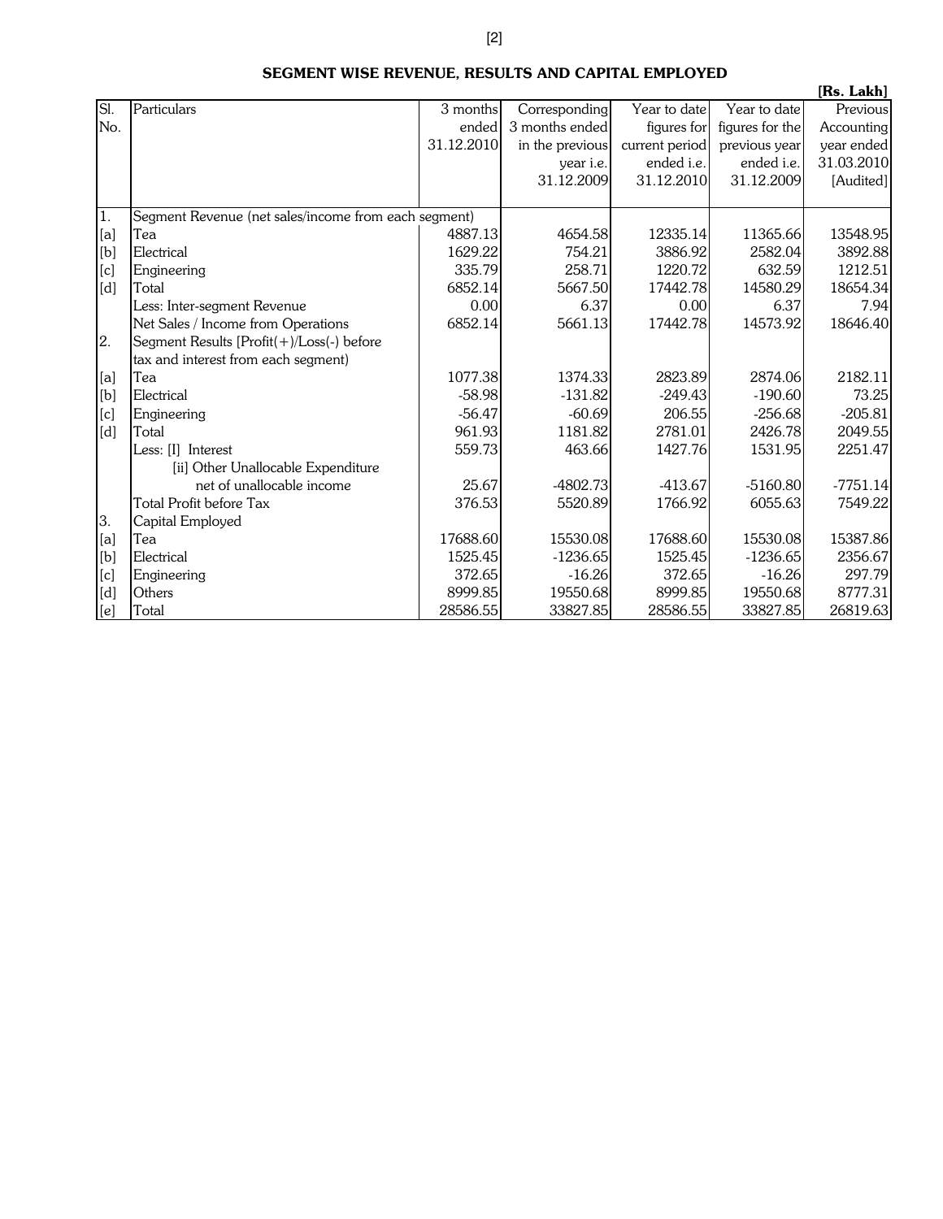## SEGMENT WISE REVENUE, RESULTS AND CAPITAL EMPLOYED

**[Rs. Lakh]**

| Sl. No. | Particulars | 3 months ended 31.12.2010 | Corresponding 3 months ended in the previous year i.e. 31.12.2009 | Year to date figures for current period ended i.e. 31.12.2010 | Year to date figures for the previous year ended i.e. 31.12.2009 | Previous Accounting year ended 31.03.2010 [Audited] |
|---|---|---|---|---|---|---|
| 1. | Segment Revenue (net sales/income from each segment) | | | | | |
| [a] | Tea | 4887.13 | 4654.58 | 12335.14 | 11365.66 | 13548.95 |
| [b] | Electrical | 1629.22 | 754.21 | 3886.92 | 2582.04 | 3892.88 |
| [c] | Engineering | 335.79 | 258.71 | 1220.72 | 632.59 | 1212.51 |
| [d] | Total | 6852.14 | 5667.50 | 17442.78 | 14580.29 | 18654.34 |
| | Less: Inter-segment Revenue | 0.00 | 6.37 | 0.00 | 6.37 | 7.94 |
| | Net Sales / Income from Operations | 6852.14 | 5661.13 | 17442.78 | 14573.92 | 18646.40 |
| 2. | Segment Results [Profit(+)/Loss(-) before tax and interest from each segment) | | | | | |
| [a] | Tea | 1077.38 | 1374.33 | 2823.89 | 2874.06 | 2182.11 |
| [b] | Electrical | -58.98 | -131.82 | -249.43 | -190.60 | 73.25 |
| [c] | Engineering | -56.47 | -60.69 | 206.55 | -256.68 | -205.81 |
| [d] | Total | 961.93 | 1181.82 | 2781.01 | 2426.78 | 2049.55 |
| | Less: [I] Interest | 559.73 | 463.66 | 1427.76 | 1531.95 | 2251.47 |
| | [ii] Other Unallocable Expenditure net of unallocable income | 25.67 | -4802.73 | -413.67 | -5160.80 | -7751.14 |
| | Total Profit before Tax | 376.53 | 5520.89 | 1766.92 | 6055.63 | 7549.22 |
| 3. | Capital Employed | | | | | |
| [a] | Tea | 17688.60 | 15530.08 | 17688.60 | 15530.08 | 15387.86 |
| [b] | Electrical | 1525.45 | -1236.65 | 1525.45 | -1236.65 | 2356.67 |
| [c] | Engineering | 372.65 | -16.26 | 372.65 | -16.26 | 297.79 |
| [d] | Others | 8999.85 | 19550.68 | 8999.85 | 19550.68 | 8777.31 |
| [e] | Total | 28586.55 | 33827.85 | 28586.55 | 33827.85 | 26819.63 |